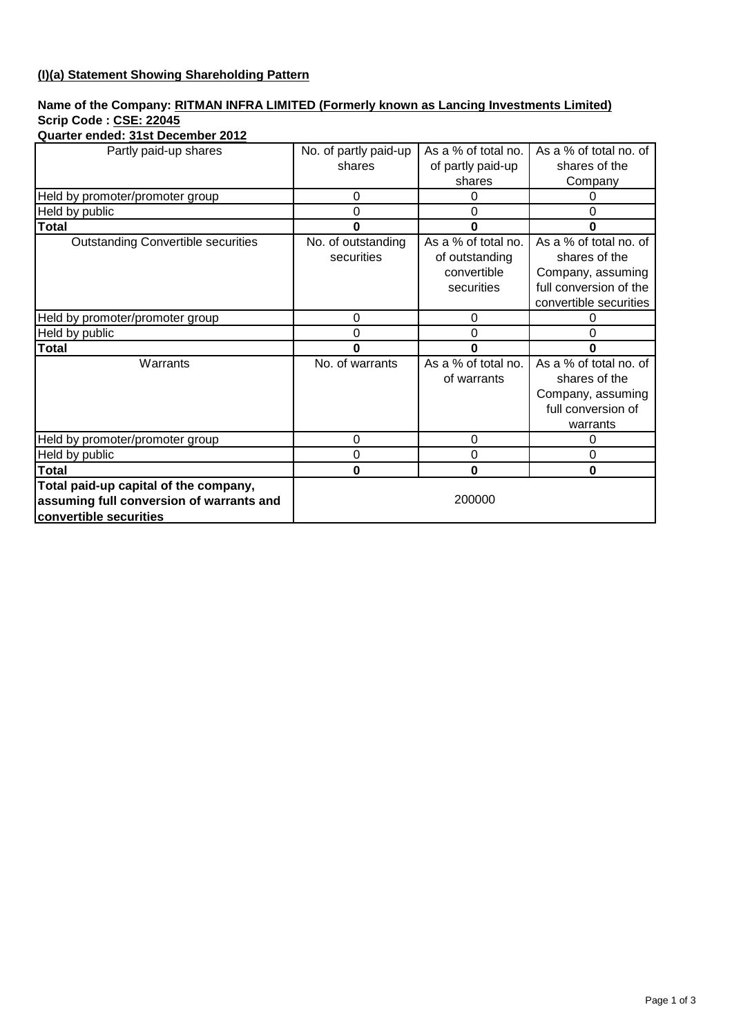**(I)(a) Statement Showing Shareholding Pattern**

**Name of the Company: RITMAN INFRA LIMITED (Formerly known as Lancing Investments Limited)**
**Scrip Code : CSE: 22045**
**Quarter ended: 31st December 2012**

| Partly paid-up shares | No. of partly paid-up shares | As a % of total no. of partly paid-up shares | As a % of total no. of shares of the Company |
|---|---|---|---|
| Held by promoter/promoter group | 0 | 0 | 0 |
| Held by public | 0 | 0 | 0 |
| **Total** | **0** | **0** | **0** |
| Outstanding Convertible securities | No. of outstanding securities | As a % of total no. of outstanding convertible securities | As a % of total no. of shares of the Company, assuming full conversion of the convertible securities |
| Held by promoter/promoter group | 0 | 0 | 0 |
| Held by public | 0 | 0 | 0 |
| **Total** | **0** | **0** | **0** |
| Warrants | No. of warrants | As a % of total no. of warrants | As a % of total no. of shares of the Company, assuming full conversion of warrants |
| Held by promoter/promoter group | 0 | 0 | 0 |
| Held by public | 0 | 0 | 0 |
| **Total** | **0** | **0** | **0** |
| **Total paid-up capital of the company, assuming full conversion of warrants and convertible securities** | 200000 | | |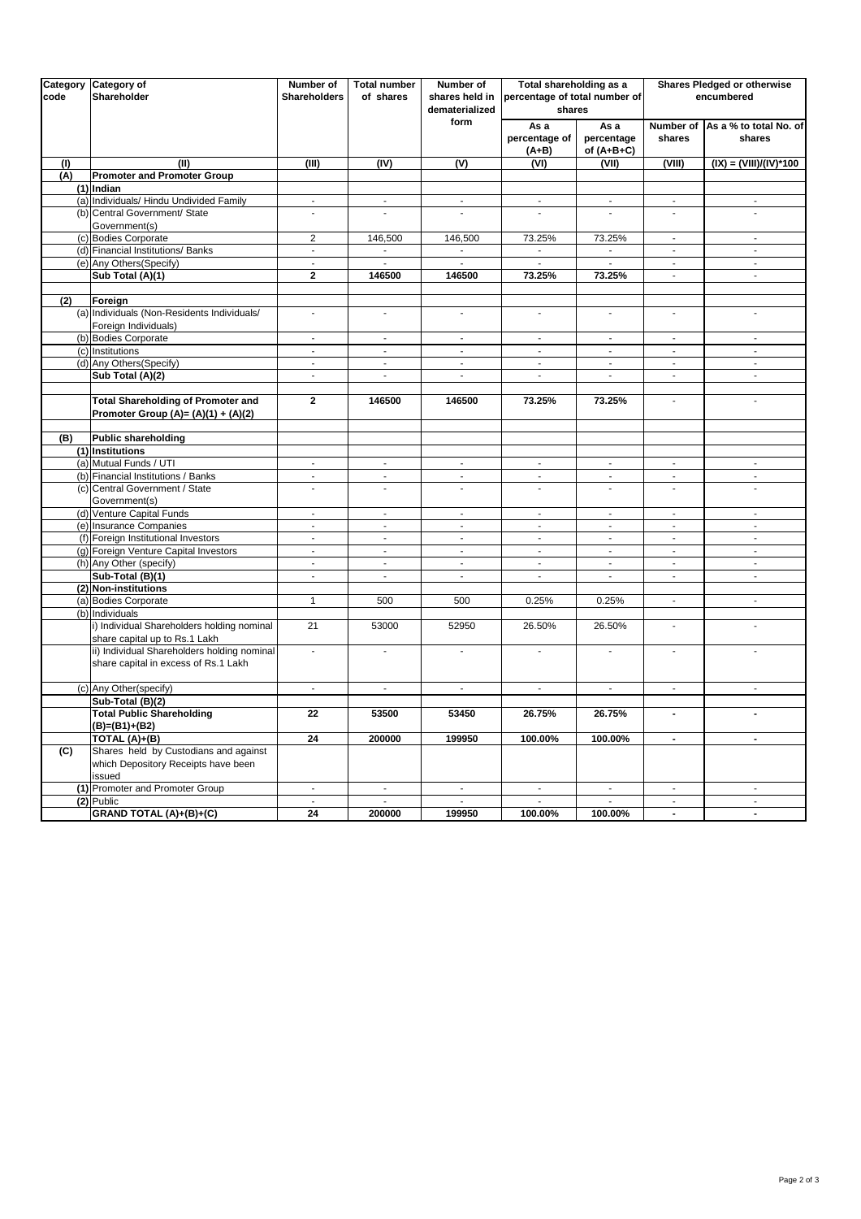| Category code | Category of Shareholder | Number of Shareholders | Total number of shares | Number of shares held in dematerialized form | Total shareholding as a percentage of total number of shares | | Shares Pledged or otherwise encumbered | |
|---|---|---|---|---|---|---|---|---|
| | | | | | As a percentage of (A+B) | As a percentage of (A+B+C) | Number of shares | As a % to total No. of shares |
| (I) | (II) | (III) | (IV) | (V) | (VI) | (VII) | (VIII) | (IX) = (VIII)/(IV)*100 |
| **(A)** | **Promoter and Promoter Group** | | | | | | | |
| (1) | **Indian** | | | | | | | |
| (a) | Individuals/ Hindu Undivided Family | - | - | - | - | - | - | - |
| (b) | Central Government/ State Government(s) | - | - | - | - | - | - | - |
| (c) | Bodies Corporate | 2 | 146,500 | 146,500 | 73.25% | 73.25% | - | - |
| (d) | Financial Institutions/ Banks | - | - | - | - | - | - | - |
| (e) | Any Others(Specify) | - | - | - | - | - | - | - |
| | **Sub Total (A)(1)** | **2** | **146500** | **146500** | **73.25%** | **73.25%** | - | - |
| | | | | | | | | |
| **(2)** | **Foreign** | | | | | | | |
| (a) | Individuals (Non-Residents Individuals/ Foreign Individuals) | - | - | - | - | - | - | - |
| (b) | Bodies Corporate | - | - | - | - | - | - | - |
| (c) | Institutions | - | - | - | - | - | - | - |
| (d) | Any Others(Specify) | - | - | - | - | - | - | - |
| | **Sub Total (A)(2)** | - | - | - | - | - | - | - |
| | | | | | | | | |
| | **Total Shareholding of Promoter and Promoter Group (A)= (A)(1) + (A)(2)** | **2** | **146500** | **146500** | **73.25%** | **73.25%** | - | - |
| | | | | | | | | |
| **(B)** | **Public shareholding** | | | | | | | |
| (1) | **Institutions** | | | | | | | |
| (a) | Mutual Funds / UTI | - | - | - | - | - | - | - |
| (b) | Financial Institutions / Banks | - | - | - | - | - | - | - |
| (c) | Central Government / State Government(s) | - | - | - | - | - | - | - |
| (d) | Venture Capital Funds | - | - | - | - | - | - | - |
| (e) | Insurance Companies | - | - | - | - | - | - | - |
| (f) | Foreign Institutional Investors | - | - | - | - | - | - | - |
| (g) | Foreign Venture Capital Investors | - | - | - | - | - | - | - |
| (h) | Any Other (specify) | - | - | - | - | - | - | - |
| | **Sub-Total (B)(1)** | - | - | - | - | - | - | - |
| (2) | **Non-institutions** | | | | | | | |
| (a) | Bodies Corporate | 1 | 500 | 500 | 0.25% | 0.25% | - | - |
| (b) | Individuals | | | | | | | |
| | i) Individual Shareholders holding nominal share capital up to Rs.1 Lakh | 21 | 53000 | 52950 | 26.50% | 26.50% | - | - |
| | ii) Individual Shareholders holding nominal share capital in excess of Rs.1 Lakh | - | - | - | - | - | - | - |
| (c) | Any Other(specify) | - | - | - | - | - | - | - |
| | **Sub-Total (B)(2)** | | | | | | | |
| | **Total Public Shareholding (B)=(B1)+(B2)** | **22** | **53500** | **53450** | **26.75%** | **26.75%** | **-** | **-** |
| | **TOTAL (A)+(B)** | **24** | **200000** | **199950** | **100.00%** | **100.00%** | **-** | **-** |
| **(C)** | Shares held by Custodians and against which Depository Receipts have been issued | | | | | | | |
| (1) | Promoter and Promoter Group | - | - | - | - | - | - | - |
| (2) | Public | - | - | - | - | - | - | - |
| | **GRAND TOTAL (A)+(B)+(C)** | **24** | **200000** | **199950** | **100.00%** | **100.00%** | **-** | **-** |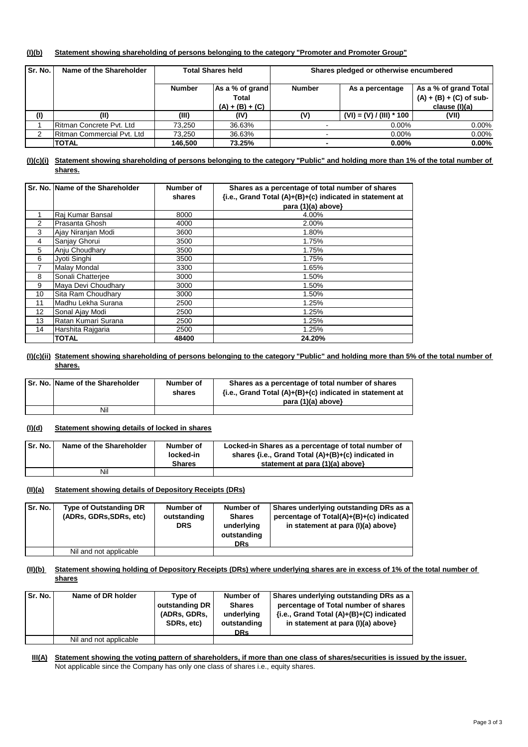**(I)(b) Statement showing shareholding of persons belonging to the category "Promoter and Promoter Group"**

| Sr. No. | Name of the Shareholder | Total Shares held | | Shares pledged or otherwise encumbered | | |
|---|---|---|---|---|---|---|
| | | Number | As a % of grand Total (A) + (B) + (C) | Number | As a percentage | As a % of grand Total (A) + (B) + (C) of sub-clause (I)(a) |
| (I) | (II) | (III) | (IV) | (V) | (VI) = (V) / (III) * 100 | (VII) |
| 1 | Ritman Concrete Pvt. Ltd | 73,250 | 36.63% | - | 0.00% | 0.00% |
| 2 | Ritman Commercial Pvt. Ltd | 73,250 | 36.63% | - | 0.00% | 0.00% |
| | **TOTAL** | **146,500** | **73.25%** | **-** | **0.00%** | **0.00%** |

**(I)(c)(i) Statement showing shareholding of persons belonging to the category "Public" and holding more than 1% of the total number of shares.**

| Sr. No. | Name of the Shareholder | Number of shares | Shares as a percentage of total number of shares {i.e., Grand Total (A)+(B)+(c) indicated in statement at para (1)(a) above} |
|---|---|---|---|
| 1 | Raj Kumar Bansal | 8000 | 4.00% |
| 2 | Prasanta Ghosh | 4000 | 2.00% |
| 3 | Ajay Niranjan Modi | 3600 | 1.80% |
| 4 | Sanjay Ghorui | 3500 | 1.75% |
| 5 | Anju Choudhary | 3500 | 1.75% |
| 6 | Jyoti Singhi | 3500 | 1.75% |
| 7 | Malay Mondal | 3300 | 1.65% |
| 8 | Sonali Chatterjee | 3000 | 1.50% |
| 9 | Maya Devi Choudhary | 3000 | 1.50% |
| 10 | Sita Ram Choudhary | 3000 | 1.50% |
| 11 | Madhu Lekha Surana | 2500 | 1.25% |
| 12 | Sonal Ajay Modi | 2500 | 1.25% |
| 13 | Ratan Kumari Surana | 2500 | 1.25% |
| 14 | Harshita Rajgaria | 2500 | 1.25% |
| | **TOTAL** | **48400** | **24.20%** |

**(I)(c)(ii) Statement showing shareholding of persons belonging to the category "Public" and holding more than 5% of the total number of shares.**

| Sr. No. | Name of the Shareholder | Number of shares | Shares as a percentage of total number of shares {i.e., Grand Total (A)+(B)+(c) indicated in statement at para (1)(a) above} |
|---|---|---|---|
| | Nil | | |

**(I)(d) Statement showing details of locked in shares**

| Sr. No. | Name of the Shareholder | Number of locked-in Shares | Locked-in Shares as a percentage of total number of shares {i.e., Grand Total (A)+(B)+(c) indicated in statement at para (1)(a) above} |
|---|---|---|---|
| | Nil | | |

**(II)(a) Statement showing details of Depository Receipts (DRs)**

| Sr. No. | Type of Outstanding DR (ADRs, GDRs,SDRs, etc) | Number of outstanding DRS | Number of Shares underlying outstanding DRs | Shares underlying outstanding DRs as a percentage of Total(A)+(B)+(c) indicated in statement at para (I)(a) above} |
|---|---|---|---|---|
| | Nil and not applicable | | | |

**(II)(b) Statement showing holding of Depository Receipts (DRs) where underlying shares are in excess of 1% of the total number of shares**

| Sr. No. | Name of DR holder | Type of outstanding DR (ADRs, GDRs, SDRs, etc) | Number of Shares underlying outstanding DRs | Shares underlying outstanding DRs as a percentage of Total number of shares {i.e., Grand Total (A)+(B)+(C) indicated in statement at para (I)(a) above} |
|---|---|---|---|---|
| | Nil and not applicable | | | |

**III(A) Statement showing the voting pattern of shareholders, if more than one class of shares/securities is issued by the issuer.**

Not applicable since the Company has only one class of shares i.e., equity shares.